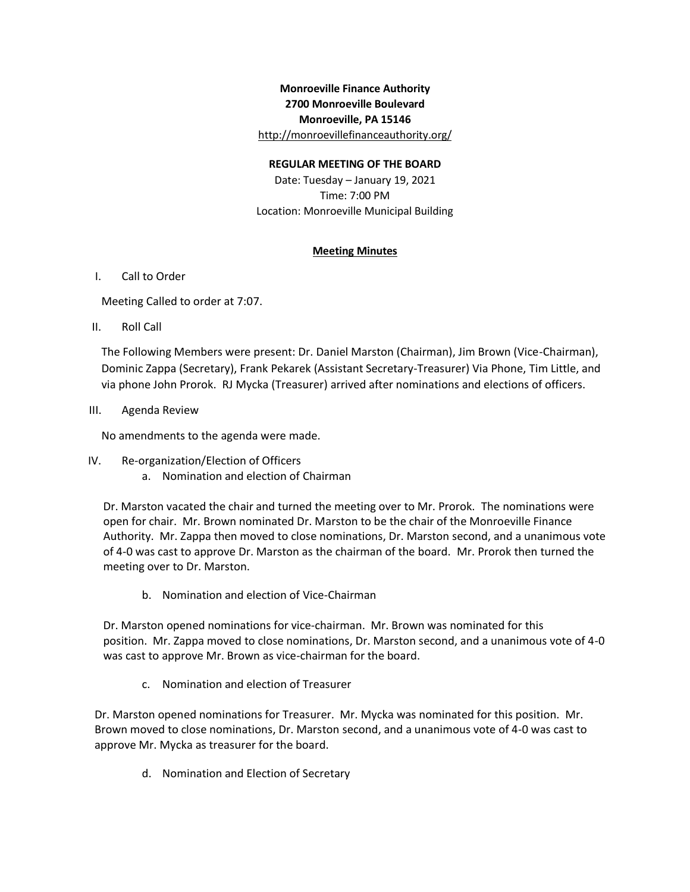**Monroeville Finance Authority**
**2700 Monroeville Boulevard**
**Monroeville, PA 15146**
http://monroevillefinanceauthority.org/

**REGULAR MEETING OF THE BOARD**

Date: Tuesday – January 19, 2021
Time: 7:00 PM
Location: Monroeville Municipal Building

**Meeting Minutes**

I. Call to Order

Meeting Called to order at 7:07.

II. Roll Call

The Following Members were present: Dr. Daniel Marston (Chairman), Jim Brown (Vice-Chairman), Dominic Zappa (Secretary), Frank Pekarek (Assistant Secretary-Treasurer) Via Phone, Tim Little, and via phone John Prorok. RJ Mycka (Treasurer) arrived after nominations and elections of officers.

III. Agenda Review

No amendments to the agenda were made.

IV. Re-organization/Election of Officers

a. Nomination and election of Chairman

Dr. Marston vacated the chair and turned the meeting over to Mr. Prorok. The nominations were open for chair. Mr. Brown nominated Dr. Marston to be the chair of the Monroeville Finance Authority. Mr. Zappa then moved to close nominations, Dr. Marston second, and a unanimous vote of 4-0 was cast to approve Dr. Marston as the chairman of the board. Mr. Prorok then turned the meeting over to Dr. Marston.

b. Nomination and election of Vice-Chairman

Dr. Marston opened nominations for vice-chairman. Mr. Brown was nominated for this position. Mr. Zappa moved to close nominations, Dr. Marston second, and a unanimous vote of 4-0 was cast to approve Mr. Brown as vice-chairman for the board.

c. Nomination and election of Treasurer

Dr. Marston opened nominations for Treasurer. Mr. Mycka was nominated for this position. Mr. Brown moved to close nominations, Dr. Marston second, and a unanimous vote of 4-0 was cast to approve Mr. Mycka as treasurer for the board.

d. Nomination and Election of Secretary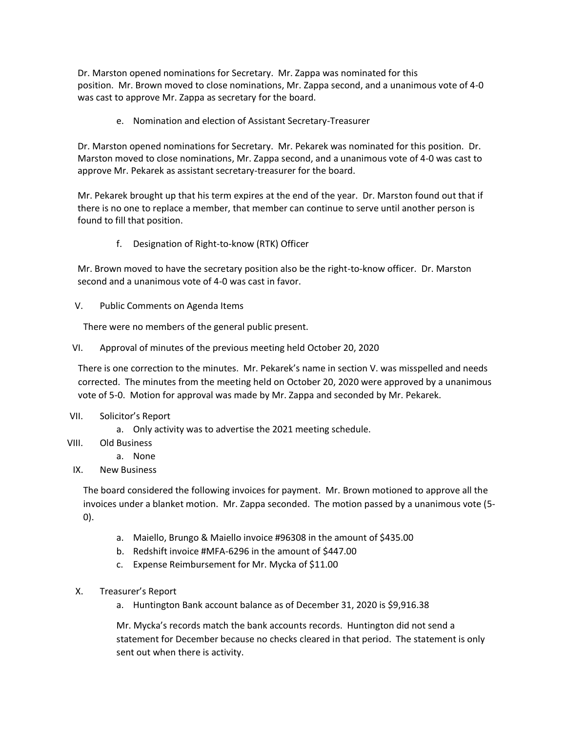Dr. Marston opened nominations for Secretary. Mr. Zappa was nominated for this position. Mr. Brown moved to close nominations, Mr. Zappa second, and a unanimous vote of 4-0 was cast to approve Mr. Zappa as secretary for the board.

e. Nomination and election of Assistant Secretary-Treasurer

Dr. Marston opened nominations for Secretary. Mr. Pekarek was nominated for this position. Dr. Marston moved to close nominations, Mr. Zappa second, and a unanimous vote of 4-0 was cast to approve Mr. Pekarek as assistant secretary-treasurer for the board.

Mr. Pekarek brought up that his term expires at the end of the year. Dr. Marston found out that if there is no one to replace a member, that member can continue to serve until another person is found to fill that position.

f. Designation of Right-to-know (RTK) Officer

Mr. Brown moved to have the secretary position also be the right-to-know officer. Dr. Marston second and a unanimous vote of 4-0 was cast in favor.

V. Public Comments on Agenda Items

There were no members of the general public present.

VI. Approval of minutes of the previous meeting held October 20, 2020

There is one correction to the minutes. Mr. Pekarek's name in section V. was misspelled and needs corrected. The minutes from the meeting held on October 20, 2020 were approved by a unanimous vote of 5-0. Motion for approval was made by Mr. Zappa and seconded by Mr. Pekarek.

VII. Solicitor's Report

a. Only activity was to advertise the 2021 meeting schedule.

VIII. Old Business

a. None

IX. New Business

The board considered the following invoices for payment. Mr. Brown motioned to approve all the invoices under a blanket motion. Mr. Zappa seconded. The motion passed by a unanimous vote (5-0).

a. Maiello, Brungo & Maiello invoice #96308 in the amount of $435.00
b. Redshift invoice #MFA-6296 in the amount of $447.00
c. Expense Reimbursement for Mr. Mycka of $11.00

X. Treasurer's Report

a. Huntington Bank account balance as of December 31, 2020 is $9,916.38

Mr. Mycka's records match the bank accounts records. Huntington did not send a statement for December because no checks cleared in that period. The statement is only sent out when there is activity.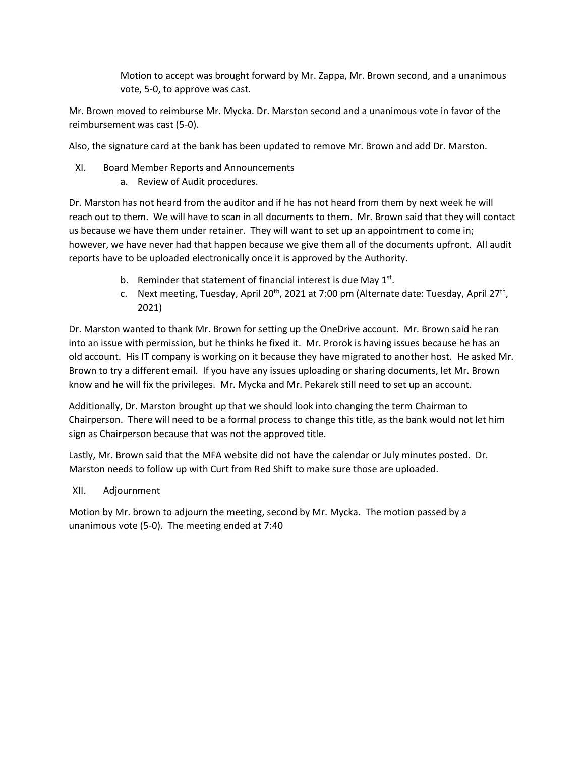Motion to accept was brought forward by Mr. Zappa, Mr. Brown second, and a unanimous vote, 5-0, to approve was cast.

Mr. Brown moved to reimburse Mr. Mycka. Dr. Marston second and a unanimous vote in favor of the reimbursement was cast (5-0).

Also, the signature card at the bank has been updated to remove Mr. Brown and add Dr. Marston.

XI. Board Member Reports and Announcements

a. Review of Audit procedures.

Dr. Marston has not heard from the auditor and if he has not heard from them by next week he will reach out to them. We will have to scan in all documents to them. Mr. Brown said that they will contact us because we have them under retainer. They will want to set up an appointment to come in; however, we have never had that happen because we give them all of the documents upfront. All audit reports have to be uploaded electronically once it is approved by the Authority.

b. Reminder that statement of financial interest is due May 1st.

c. Next meeting, Tuesday, April 20th, 2021 at 7:00 pm (Alternate date: Tuesday, April 27th, 2021)

Dr. Marston wanted to thank Mr. Brown for setting up the OneDrive account. Mr. Brown said he ran into an issue with permission, but he thinks he fixed it. Mr. Prorok is having issues because he has an old account. His IT company is working on it because they have migrated to another host. He asked Mr. Brown to try a different email. If you have any issues uploading or sharing documents, let Mr. Brown know and he will fix the privileges. Mr. Mycka and Mr. Pekarek still need to set up an account.

Additionally, Dr. Marston brought up that we should look into changing the term Chairman to Chairperson. There will need to be a formal process to change this title, as the bank would not let him sign as Chairperson because that was not the approved title.

Lastly, Mr. Brown said that the MFA website did not have the calendar or July minutes posted. Dr. Marston needs to follow up with Curt from Red Shift to make sure those are uploaded.

XII. Adjournment

Motion by Mr. brown to adjourn the meeting, second by Mr. Mycka. The motion passed by a unanimous vote (5-0). The meeting ended at 7:40